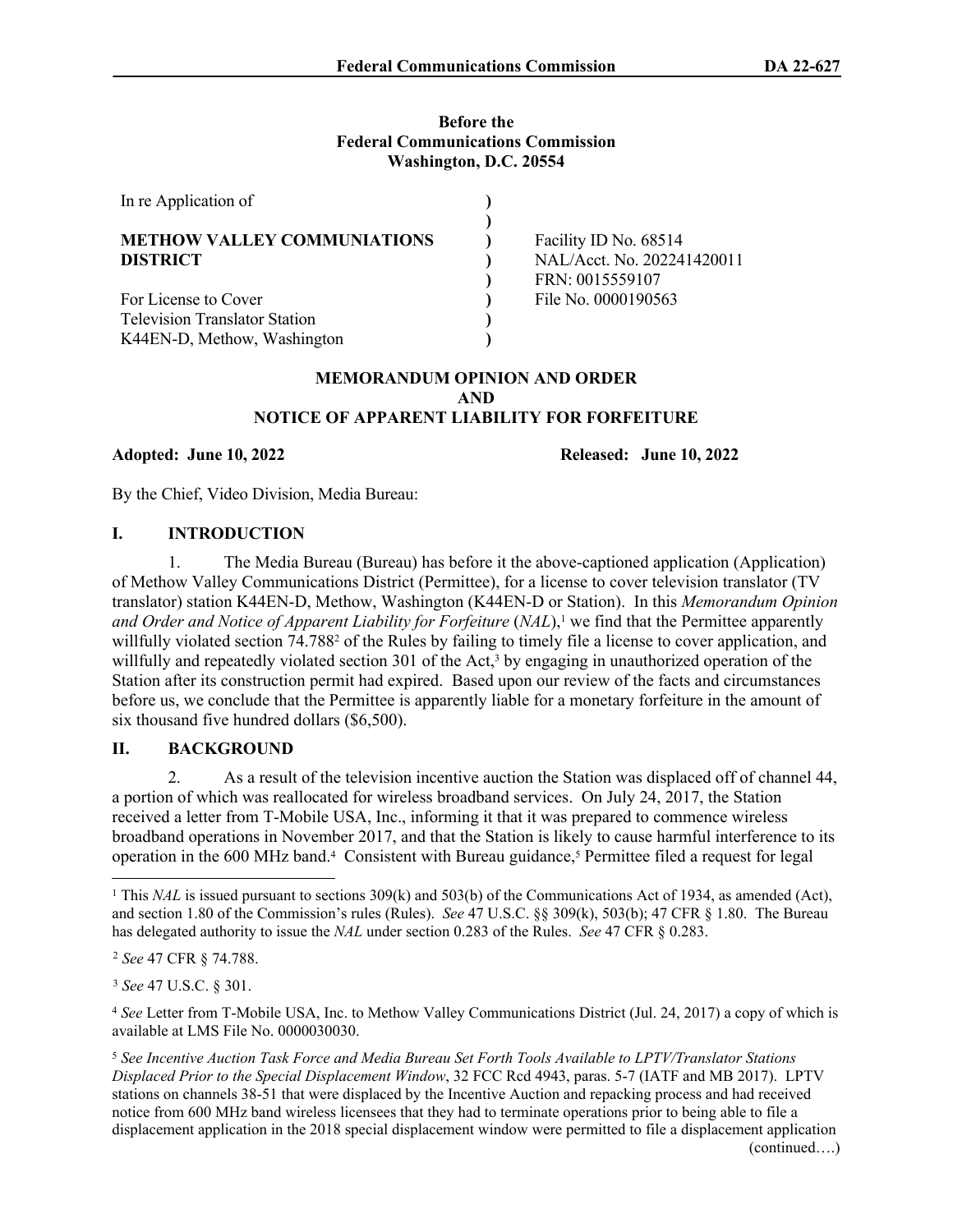**Before the**
**Federal Communications Commission**
**Washington, D.C. 20554**

| | | |
|---|---|---|
| In re Application of | ) | |
| | ) | |
| **METHOW VALLEY COMMUNIATIONS** | ) | Facility ID No. 68514 |
| **DISTRICT** | ) | NAL/Acct. No. 202241420011 |
| | ) | FRN: 0015559107 |
| For License to Cover | ) | File No. 0000190563 |
| Television Translator Station | ) | |
| K44EN-D, Methow, Washington | ) | |

**MEMORANDUM OPINION AND ORDER**
**AND**
**NOTICE OF APPARENT LIABILITY FOR FORFEITURE**

**Adopted: June 10, 2022** **Released: June 10, 2022**

By the Chief, Video Division, Media Bureau:

## I. INTRODUCTION

1. The Media Bureau (Bureau) has before it the above-captioned application (Application) of Methow Valley Communications District (Permittee), for a license to cover television translator (TV translator) station K44EN-D, Methow, Washington (K44EN-D or Station). In this *Memorandum Opinion and Order and Notice of Apparent Liability for Forfeiture* (*NAL*),[1] we find that the Permittee apparently willfully violated section 74.788[2] of the Rules by failing to timely file a license to cover application, and willfully and repeatedly violated section 301 of the Act,[3] by engaging in unauthorized operation of the Station after its construction permit had expired. Based upon our review of the facts and circumstances before us, we conclude that the Permittee is apparently liable for a monetary forfeiture in the amount of six thousand five hundred dollars ($6,500).

## II. BACKGROUND

2. As a result of the television incentive auction the Station was displaced off of channel 44, a portion of which was reallocated for wireless broadband services. On July 24, 2017, the Station received a letter from T-Mobile USA, Inc., informing it that it was prepared to commence wireless broadband operations in November 2017, and that the Station is likely to cause harmful interference to its operation in the 600 MHz band.[4] Consistent with Bureau guidance,[5] Permittee filed a request for legal

---

[1] This *NAL* is issued pursuant to sections 309(k) and 503(b) of the Communications Act of 1934, as amended (Act), and section 1.80 of the Commission's rules (Rules). *See* 47 U.S.C. §§ 309(k), 503(b); 47 CFR § 1.80. The Bureau has delegated authority to issue the *NAL* under section 0.283 of the Rules. *See* 47 CFR § 0.283.

[2] *See* 47 CFR § 74.788.

[3] *See* 47 U.S.C. § 301.

[4] *See* Letter from T-Mobile USA, Inc. to Methow Valley Communications District (Jul. 24, 2017) a copy of which is available at LMS File No. 0000030030.

[5] *See Incentive Auction Task Force and Media Bureau Set Forth Tools Available to LPTV/Translator Stations Displaced Prior to the Special Displacement Window*, 32 FCC Rcd 4943, paras. 5-7 (IATF and MB 2017). LPTV stations on channels 38-51 that were displaced by the Incentive Auction and repacking process and had received notice from 600 MHz band wireless licensees that they had to terminate operations prior to being able to file a displacement application in the 2018 special displacement window were permitted to file a displacement application (continued….)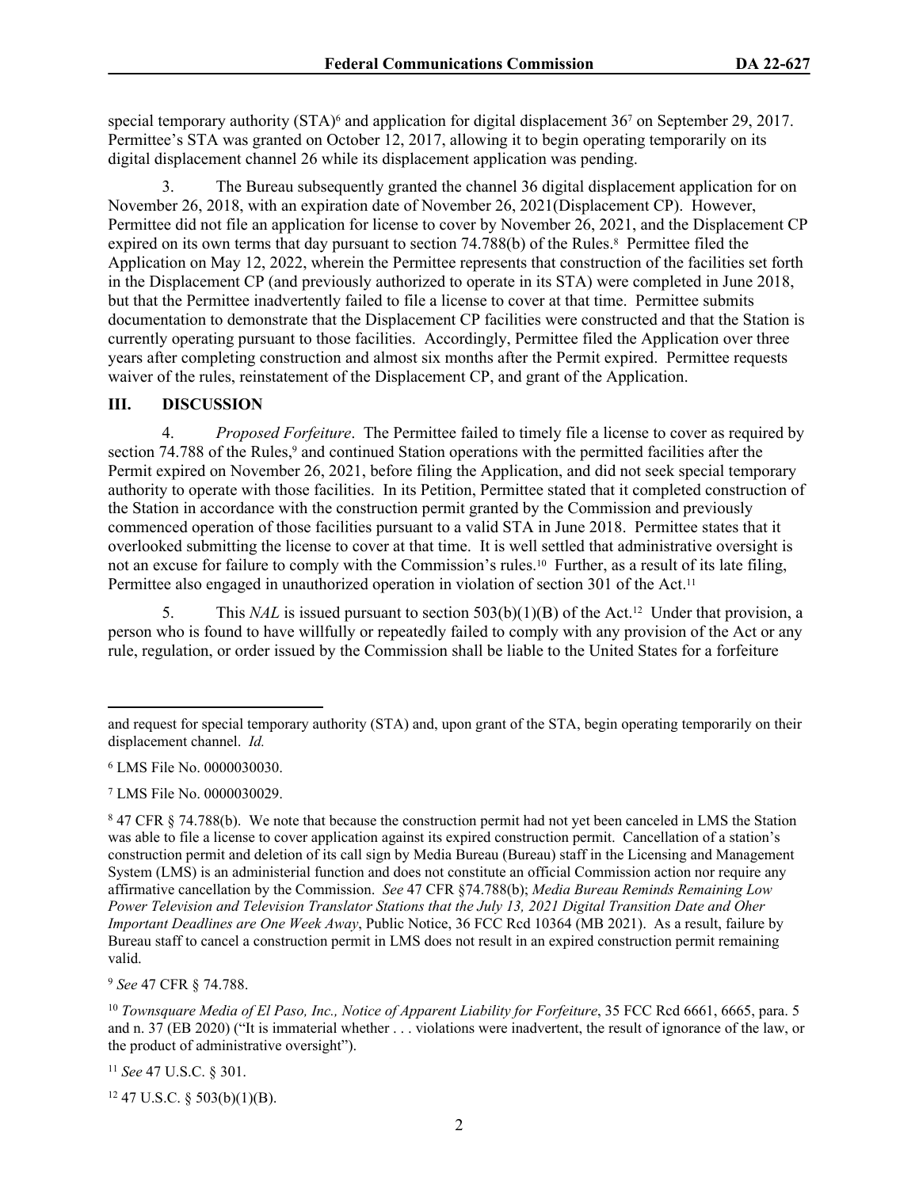special temporary authority (STA)[6] and application for digital displacement 36[7] on September 29, 2017. Permittee's STA was granted on October 12, 2017, allowing it to begin operating temporarily on its digital displacement channel 26 while its displacement application was pending.

3. The Bureau subsequently granted the channel 36 digital displacement application for on November 26, 2018, with an expiration date of November 26, 2021(Displacement CP). However, Permittee did not file an application for license to cover by November 26, 2021, and the Displacement CP expired on its own terms that day pursuant to section 74.788(b) of the Rules.[8] Permittee filed the Application on May 12, 2022, wherein the Permittee represents that construction of the facilities set forth in the Displacement CP (and previously authorized to operate in its STA) were completed in June 2018, but that the Permittee inadvertently failed to file a license to cover at that time. Permittee submits documentation to demonstrate that the Displacement CP facilities were constructed and that the Station is currently operating pursuant to those facilities. Accordingly, Permittee filed the Application over three years after completing construction and almost six months after the Permit expired. Permittee requests waiver of the rules, reinstatement of the Displacement CP, and grant of the Application.

## III. DISCUSSION

4. *Proposed Forfeiture*. The Permittee failed to timely file a license to cover as required by section 74.788 of the Rules,[9] and continued Station operations with the permitted facilities after the Permit expired on November 26, 2021, before filing the Application, and did not seek special temporary authority to operate with those facilities. In its Petition, Permittee stated that it completed construction of the Station in accordance with the construction permit granted by the Commission and previously commenced operation of those facilities pursuant to a valid STA in June 2018. Permittee states that it overlooked submitting the license to cover at that time. It is well settled that administrative oversight is not an excuse for failure to comply with the Commission's rules.[10] Further, as a result of its late filing, Permittee also engaged in unauthorized operation in violation of section 301 of the Act.[11]

5. This *NAL* is issued pursuant to section 503(b)(1)(B) of the Act.[12] Under that provision, a person who is found to have willfully or repeatedly failed to comply with any provision of the Act or any rule, regulation, or order issued by the Commission shall be liable to the United States for a forfeiture

---

and request for special temporary authority (STA) and, upon grant of the STA, begin operating temporarily on their displacement channel. *Id.*

[6] LMS File No. 0000030030.

[7] LMS File No. 0000030029.

[8] 47 CFR § 74.788(b). We note that because the construction permit had not yet been canceled in LMS the Station was able to file a license to cover application against its expired construction permit. Cancellation of a station's construction permit and deletion of its call sign by Media Bureau (Bureau) staff in the Licensing and Management System (LMS) is an administerial function and does not constitute an official Commission action nor require any affirmative cancellation by the Commission. *See* 47 CFR §74.788(b); *Media Bureau Reminds Remaining Low Power Television and Television Translator Stations that the July 13, 2021 Digital Transition Date and Oher Important Deadlines are One Week Away*, Public Notice, 36 FCC Rcd 10364 (MB 2021). As a result, failure by Bureau staff to cancel a construction permit in LMS does not result in an expired construction permit remaining valid.

[9] *See* 47 CFR § 74.788.

[10] *Townsquare Media of El Paso, Inc., Notice of Apparent Liability for Forfeiture*, 35 FCC Rcd 6661, 6665, para. 5 and n. 37 (EB 2020) ("It is immaterial whether . . . violations were inadvertent, the result of ignorance of the law, or the product of administrative oversight").

[11] *See* 47 U.S.C. § 301.

[12] 47 U.S.C. § 503(b)(1)(B).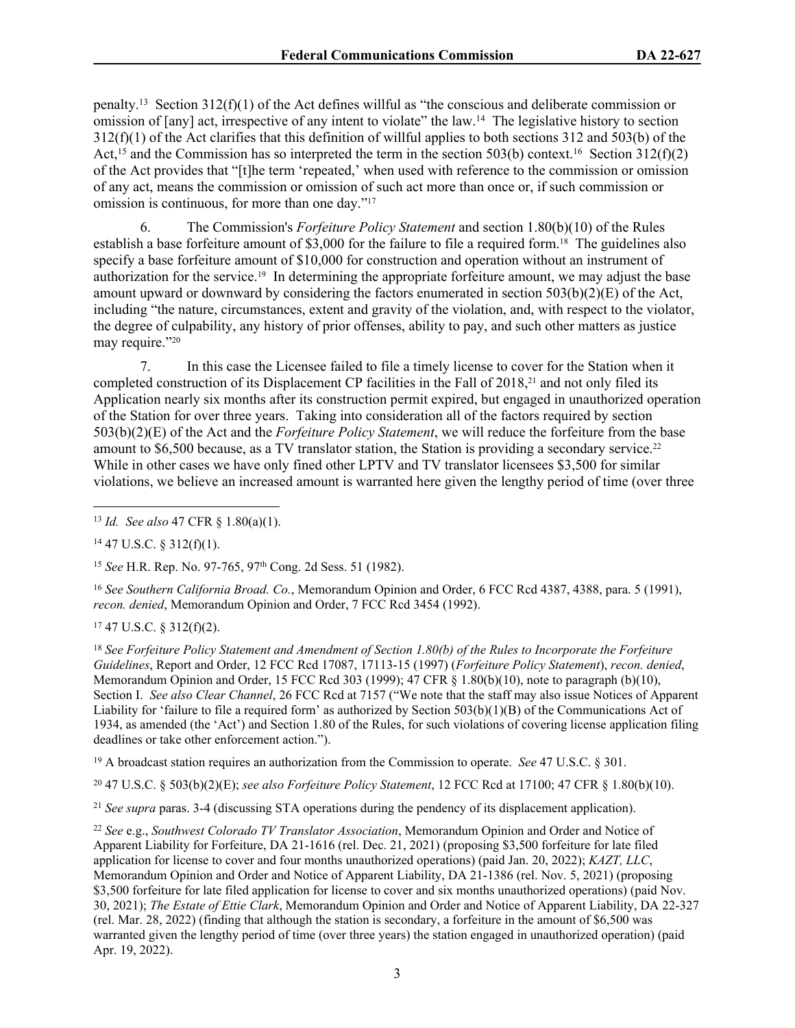penalty.[13] Section 312(f)(1) of the Act defines willful as "the conscious and deliberate commission or omission of [any] act, irrespective of any intent to violate" the law.[14] The legislative history to section 312(f)(1) of the Act clarifies that this definition of willful applies to both sections 312 and 503(b) of the Act,[15] and the Commission has so interpreted the term in the section 503(b) context.[16] Section 312(f)(2) of the Act provides that "[t]he term 'repeated,' when used with reference to the commission or omission of any act, means the commission or omission of such act more than once or, if such commission or omission is continuous, for more than one day."[17]

6. The Commission's *Forfeiture Policy Statement* and section 1.80(b)(10) of the Rules establish a base forfeiture amount of $3,000 for the failure to file a required form.[18] The guidelines also specify a base forfeiture amount of $10,000 for construction and operation without an instrument of authorization for the service.[19] In determining the appropriate forfeiture amount, we may adjust the base amount upward or downward by considering the factors enumerated in section 503(b)(2)(E) of the Act, including "the nature, circumstances, extent and gravity of the violation, and, with respect to the violator, the degree of culpability, any history of prior offenses, ability to pay, and such other matters as justice may require."[20]

7. In this case the Licensee failed to file a timely license to cover for the Station when it completed construction of its Displacement CP facilities in the Fall of 2018,[21] and not only filed its Application nearly six months after its construction permit expired, but engaged in unauthorized operation of the Station for over three years. Taking into consideration all of the factors required by section 503(b)(2)(E) of the Act and the *Forfeiture Policy Statement*, we will reduce the forfeiture from the base amount to $6,500 because, as a TV translator station, the Station is providing a secondary service.[22] While in other cases we have only fined other LPTV and TV translator licensees $3,500 for similar violations, we believe an increased amount is warranted here given the lengthy period of time (over three

---

[13] *Id. See also* 47 CFR § 1.80(a)(1).

[14] 47 U.S.C. § 312(f)(1).

[15] *See* H.R. Rep. No. 97-765, 97th Cong. 2d Sess. 51 (1982).

[16] *See Southern California Broad. Co.*, Memorandum Opinion and Order, 6 FCC Rcd 4387, 4388, para. 5 (1991), *recon. denied*, Memorandum Opinion and Order, 7 FCC Rcd 3454 (1992).

[17] 47 U.S.C. § 312(f)(2).

[18] *See Forfeiture Policy Statement and Amendment of Section 1.80(b) of the Rules to Incorporate the Forfeiture Guidelines*, Report and Order, 12 FCC Rcd 17087, 17113-15 (1997) (*Forfeiture Policy Statement*), *recon. denied*, Memorandum Opinion and Order, 15 FCC Rcd 303 (1999); 47 CFR § 1.80(b)(10), note to paragraph (b)(10), Section I. *See also Clear Channel*, 26 FCC Rcd at 7157 ("We note that the staff may also issue Notices of Apparent Liability for 'failure to file a required form' as authorized by Section 503(b)(1)(B) of the Communications Act of 1934, as amended (the 'Act') and Section 1.80 of the Rules, for such violations of covering license application filing deadlines or take other enforcement action.").

[19] A broadcast station requires an authorization from the Commission to operate. *See* 47 U.S.C. § 301.

[20] 47 U.S.C. § 503(b)(2)(E); *see also Forfeiture Policy Statement*, 12 FCC Rcd at 17100; 47 CFR § 1.80(b)(10).

[21] *See supra* paras. 3-4 (discussing STA operations during the pendency of its displacement application).

[22] *See* e.g., *Southwest Colorado TV Translator Association*, Memorandum Opinion and Order and Notice of Apparent Liability for Forfeiture, DA 21-1616 (rel. Dec. 21, 2021) (proposing $3,500 forfeiture for late filed application for license to cover and four months unauthorized operations) (paid Jan. 20, 2022); *KAZT, LLC*, Memorandum Opinion and Order and Notice of Apparent Liability, DA 21-1386 (rel. Nov. 5, 2021) (proposing $3,500 forfeiture for late filed application for license to cover and six months unauthorized operations) (paid Nov. 30, 2021); *The Estate of Ettie Clark*, Memorandum Opinion and Order and Notice of Apparent Liability, DA 22-327 (rel. Mar. 28, 2022) (finding that although the station is secondary, a forfeiture in the amount of $6,500 was warranted given the lengthy period of time (over three years) the station engaged in unauthorized operation) (paid Apr. 19, 2022).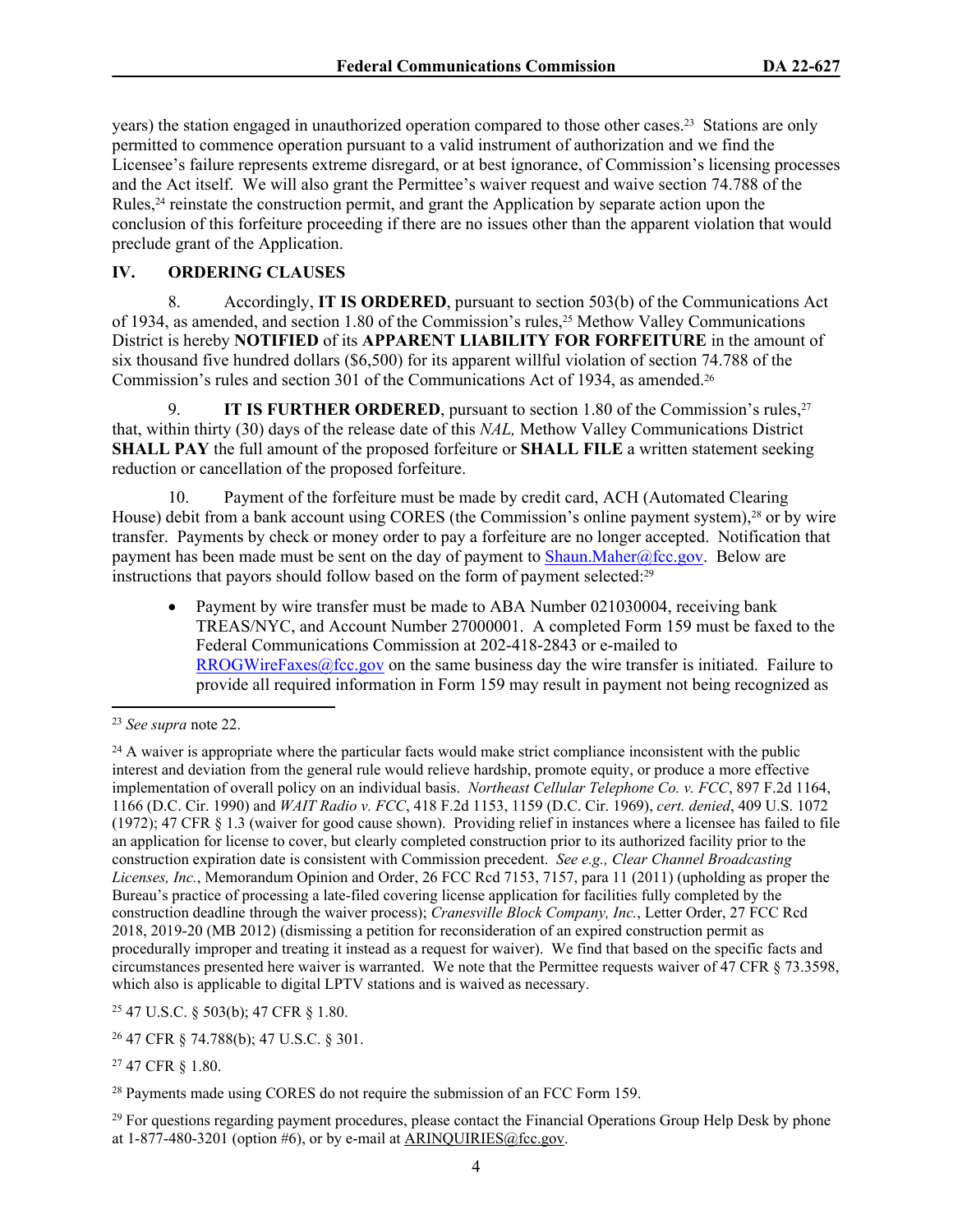years) the station engaged in unauthorized operation compared to those other cases.[23] Stations are only permitted to commence operation pursuant to a valid instrument of authorization and we find the Licensee's failure represents extreme disregard, or at best ignorance, of Commission's licensing processes and the Act itself. We will also grant the Permittee's waiver request and waive section 74.788 of the Rules,[24] reinstate the construction permit, and grant the Application by separate action upon the conclusion of this forfeiture proceeding if there are no issues other than the apparent violation that would preclude grant of the Application.

## IV. ORDERING CLAUSES

8. Accordingly, **IT IS ORDERED**, pursuant to section 503(b) of the Communications Act of 1934, as amended, and section 1.80 of the Commission's rules,[25] Methow Valley Communications District is hereby **NOTIFIED** of its **APPARENT LIABILITY FOR FORFEITURE** in the amount of six thousand five hundred dollars ($6,500) for its apparent willful violation of section 74.788 of the Commission's rules and section 301 of the Communications Act of 1934, as amended.[26]

9. **IT IS FURTHER ORDERED**, pursuant to section 1.80 of the Commission's rules,[27] that, within thirty (30) days of the release date of this *NAL,* Methow Valley Communications District **SHALL PAY** the full amount of the proposed forfeiture or **SHALL FILE** a written statement seeking reduction or cancellation of the proposed forfeiture.

10. Payment of the forfeiture must be made by credit card, ACH (Automated Clearing House) debit from a bank account using CORES (the Commission's online payment system),[28] or by wire transfer. Payments by check or money order to pay a forfeiture are no longer accepted. Notification that payment has been made must be sent on the day of payment to Shaun.Maher@fcc.gov. Below are instructions that payors should follow based on the form of payment selected:[29]

- Payment by wire transfer must be made to ABA Number 021030004, receiving bank TREAS/NYC, and Account Number 27000001. A completed Form 159 must be faxed to the Federal Communications Commission at 202-418-2843 or e-mailed to RROGWireFaxes@fcc.gov on the same business day the wire transfer is initiated. Failure to provide all required information in Form 159 may result in payment not being recognized as

---

[23] *See supra* note 22.

[24] A waiver is appropriate where the particular facts would make strict compliance inconsistent with the public interest and deviation from the general rule would relieve hardship, promote equity, or produce a more effective implementation of overall policy on an individual basis. *Northeast Cellular Telephone Co. v. FCC*, 897 F.2d 1164, 1166 (D.C. Cir. 1990) and *WAIT Radio v. FCC*, 418 F.2d 1153, 1159 (D.C. Cir. 1969), *cert. denied*, 409 U.S. 1072 (1972); 47 CFR § 1.3 (waiver for good cause shown). Providing relief in instances where a licensee has failed to file an application for license to cover, but clearly completed construction prior to its authorized facility prior to the construction expiration date is consistent with Commission precedent. *See e.g., Clear Channel Broadcasting Licenses, Inc.*, Memorandum Opinion and Order, 26 FCC Rcd 7153, 7157, para 11 (2011) (upholding as proper the Bureau's practice of processing a late-filed covering license application for facilities fully completed by the construction deadline through the waiver process); *Cranesville Block Company, Inc.*, Letter Order, 27 FCC Rcd 2018, 2019-20 (MB 2012) (dismissing a petition for reconsideration of an expired construction permit as procedurally improper and treating it instead as a request for waiver). We find that based on the specific facts and circumstances presented here waiver is warranted. We note that the Permittee requests waiver of 47 CFR § 73.3598, which also is applicable to digital LPTV stations and is waived as necessary.

[25] 47 U.S.C. § 503(b); 47 CFR § 1.80.

[26] 47 CFR § 74.788(b); 47 U.S.C. § 301.

[27] 47 CFR § 1.80.

[28] Payments made using CORES do not require the submission of an FCC Form 159.

[29] For questions regarding payment procedures, please contact the Financial Operations Group Help Desk by phone at 1-877-480-3201 (option #6), or by e-mail at ARINQUIRIES@fcc.gov.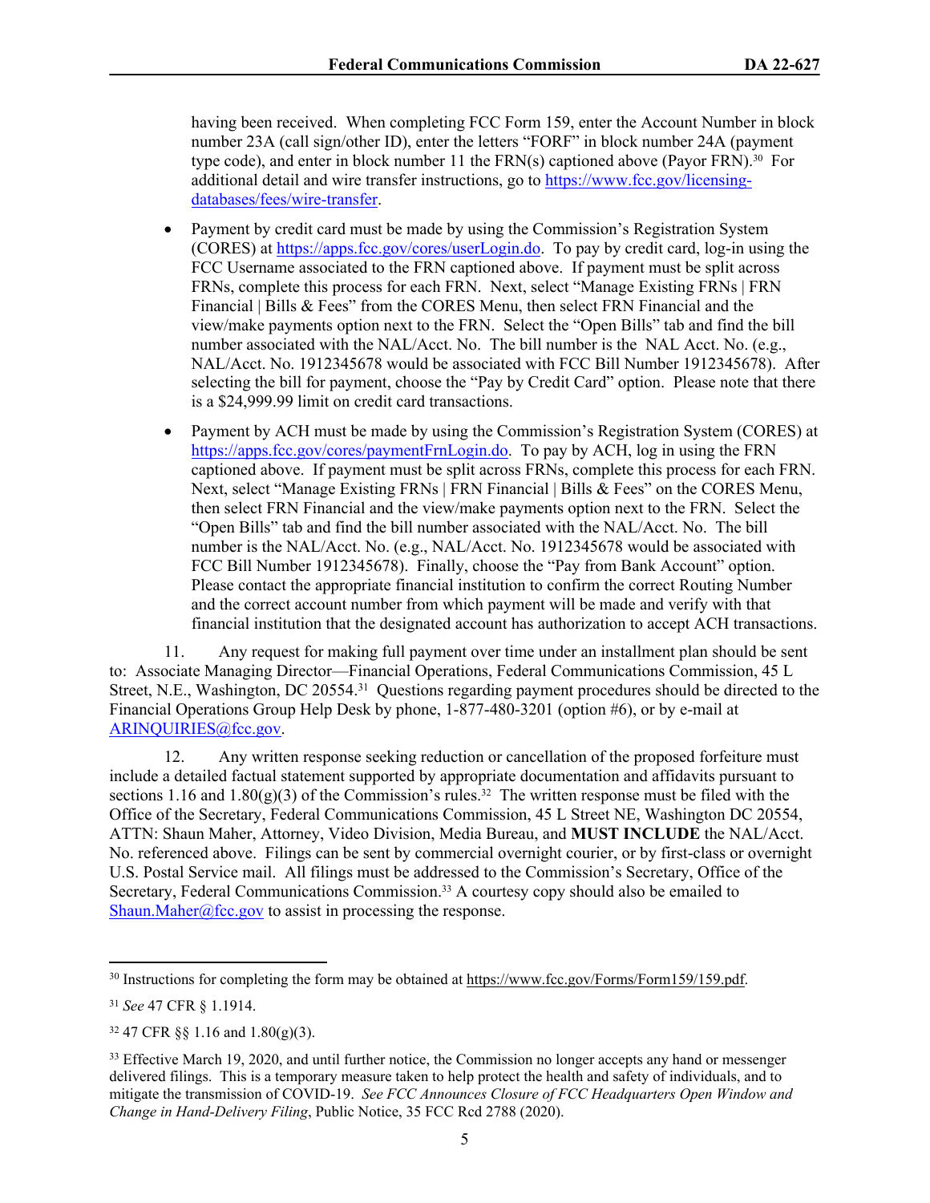having been received. When completing FCC Form 159, enter the Account Number in block number 23A (call sign/other ID), enter the letters "FORF" in block number 24A (payment type code), and enter in block number 11 the FRN(s) captioned above (Payor FRN).[30] For additional detail and wire transfer instructions, go to https://www.fcc.gov/licensing-databases/fees/wire-transfer.

- Payment by credit card must be made by using the Commission's Registration System (CORES) at https://apps.fcc.gov/cores/userLogin.do. To pay by credit card, log-in using the FCC Username associated to the FRN captioned above. If payment must be split across FRNs, complete this process for each FRN. Next, select "Manage Existing FRNs | FRN Financial | Bills & Fees" from the CORES Menu, then select FRN Financial and the view/make payments option next to the FRN. Select the "Open Bills" tab and find the bill number associated with the NAL/Acct. No. The bill number is the NAL Acct. No. (e.g., NAL/Acct. No. 1912345678 would be associated with FCC Bill Number 1912345678). After selecting the bill for payment, choose the "Pay by Credit Card" option. Please note that there is a $24,999.99 limit on credit card transactions.

- Payment by ACH must be made by using the Commission's Registration System (CORES) at https://apps.fcc.gov/cores/paymentFrnLogin.do. To pay by ACH, log in using the FRN captioned above. If payment must be split across FRNs, complete this process for each FRN. Next, select "Manage Existing FRNs | FRN Financial | Bills & Fees" on the CORES Menu, then select FRN Financial and the view/make payments option next to the FRN. Select the "Open Bills" tab and find the bill number associated with the NAL/Acct. No. The bill number is the NAL/Acct. No. (e.g., NAL/Acct. No. 1912345678 would be associated with FCC Bill Number 1912345678). Finally, choose the "Pay from Bank Account" option. Please contact the appropriate financial institution to confirm the correct Routing Number and the correct account number from which payment will be made and verify with that financial institution that the designated account has authorization to accept ACH transactions.

11. Any request for making full payment over time under an installment plan should be sent to: Associate Managing Director—Financial Operations, Federal Communications Commission, 45 L Street, N.E., Washington, DC 20554.[31] Questions regarding payment procedures should be directed to the Financial Operations Group Help Desk by phone, 1-877-480-3201 (option #6), or by e-mail at ARINQUIRIES@fcc.gov.

12. Any written response seeking reduction or cancellation of the proposed forfeiture must include a detailed factual statement supported by appropriate documentation and affidavits pursuant to sections 1.16 and 1.80(g)(3) of the Commission's rules.[32] The written response must be filed with the Office of the Secretary, Federal Communications Commission, 45 L Street NE, Washington DC 20554, ATTN: Shaun Maher, Attorney, Video Division, Media Bureau, and **MUST INCLUDE** the NAL/Acct. No. referenced above. Filings can be sent by commercial overnight courier, or by first-class or overnight U.S. Postal Service mail. All filings must be addressed to the Commission's Secretary, Office of the Secretary, Federal Communications Commission.[33] A courtesy copy should also be emailed to Shaun.Maher@fcc.gov to assist in processing the response.

---

[30] Instructions for completing the form may be obtained at https://www.fcc.gov/Forms/Form159/159.pdf.

[31] *See* 47 CFR § 1.1914.

[32] 47 CFR §§ 1.16 and 1.80(g)(3).

[33] Effective March 19, 2020, and until further notice, the Commission no longer accepts any hand or messenger delivered filings. This is a temporary measure taken to help protect the health and safety of individuals, and to mitigate the transmission of COVID-19. *See FCC Announces Closure of FCC Headquarters Open Window and Change in Hand-Delivery Filing*, Public Notice, 35 FCC Rcd 2788 (2020).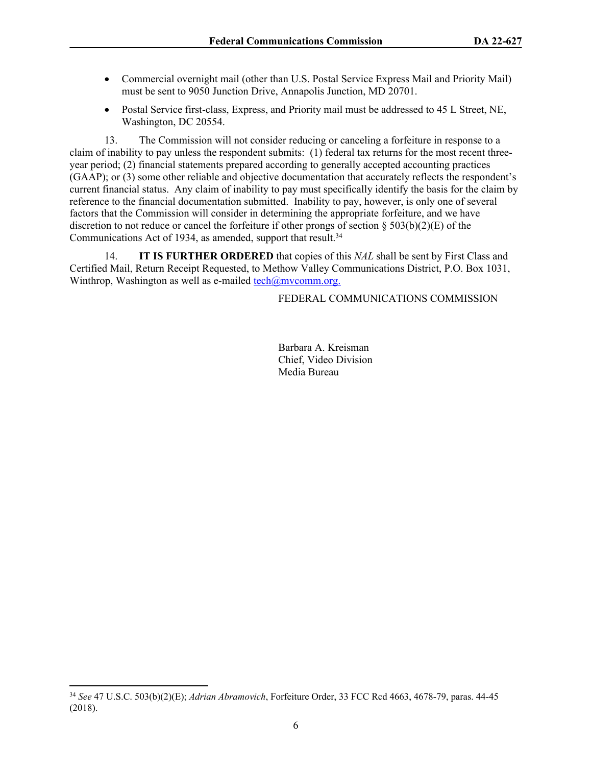- Commercial overnight mail (other than U.S. Postal Service Express Mail and Priority Mail) must be sent to 9050 Junction Drive, Annapolis Junction, MD 20701.
- Postal Service first-class, Express, and Priority mail must be addressed to 45 L Street, NE, Washington, DC 20554.

13. The Commission will not consider reducing or canceling a forfeiture in response to a claim of inability to pay unless the respondent submits: (1) federal tax returns for the most recent three-year period; (2) financial statements prepared according to generally accepted accounting practices (GAAP); or (3) some other reliable and objective documentation that accurately reflects the respondent's current financial status. Any claim of inability to pay must specifically identify the basis for the claim by reference to the financial documentation submitted. Inability to pay, however, is only one of several factors that the Commission will consider in determining the appropriate forfeiture, and we have discretion to not reduce or cancel the forfeiture if other prongs of section § 503(b)(2)(E) of the Communications Act of 1934, as amended, support that result.[34]

14. **IT IS FURTHER ORDERED** that copies of this *NAL* shall be sent by First Class and Certified Mail, Return Receipt Requested, to Methow Valley Communications District, P.O. Box 1031, Winthrop, Washington as well as e-mailed tech@mvcomm.org.

FEDERAL COMMUNICATIONS COMMISSION

Barbara A. Kreisman
Chief, Video Division
Media Bureau

---

[34] *See* 47 U.S.C. 503(b)(2)(E); *Adrian Abramovich*, Forfeiture Order, 33 FCC Rcd 4663, 4678-79, paras. 44-45 (2018).